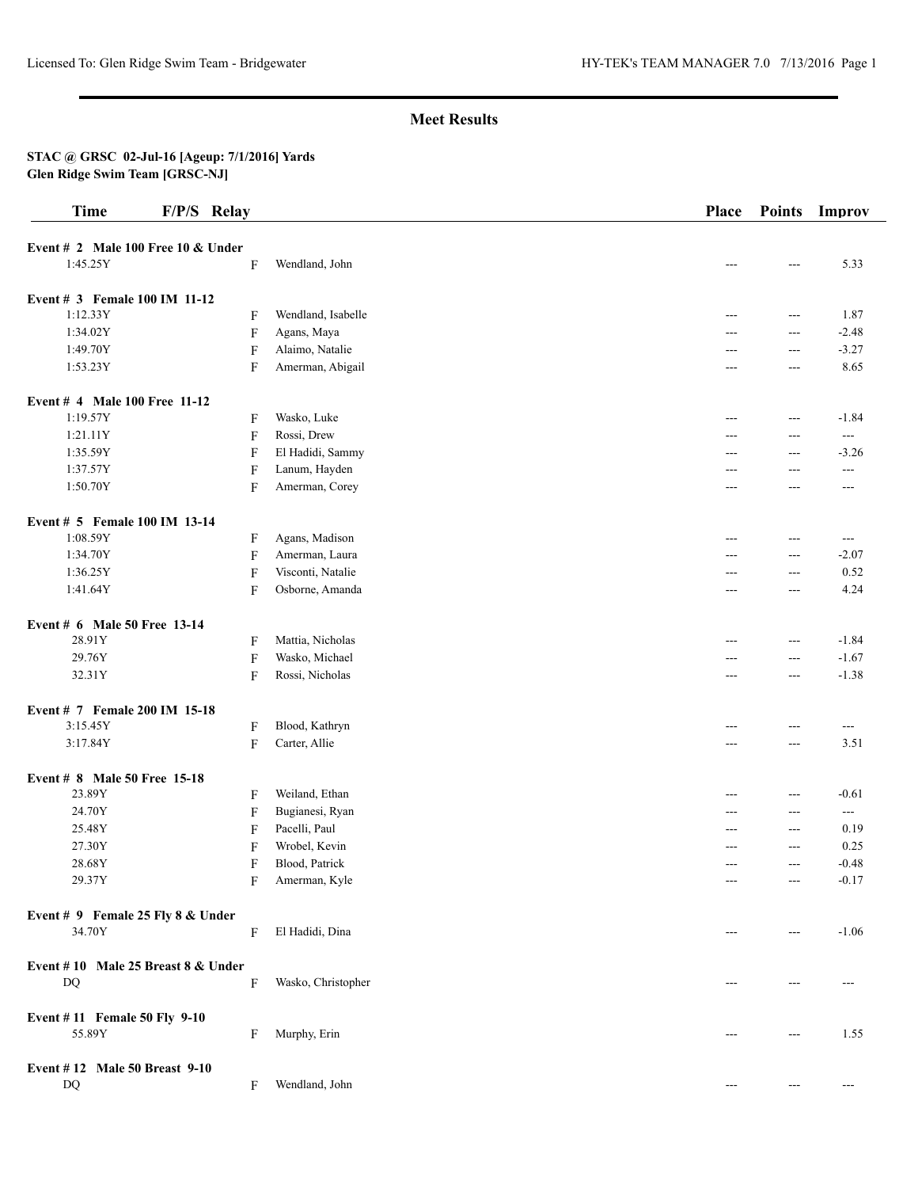## Meet Results

**STAC @ GRSC 02-Jul-16 [Ageup: 7/1/2016] Yards**
**Glen Ridge Swim Team [GRSC-NJ]**

| Time | F/P/S | Relay | Place | Points | Improv |
|---|---|---|---|---|---|
| **Event # 2 Male 100 Free 10 & Under** | | | | | |
| 1:45.25Y | F | Wendland, John | --- | --- | 5.33 |
| **Event # 3 Female 100 IM 11-12** | | | | | |
| 1:12.33Y | F | Wendland, Isabelle | --- | --- | 1.87 |
| 1:34.02Y | F | Agans, Maya | --- | --- | -2.48 |
| 1:49.70Y | F | Alaimo, Natalie | --- | --- | -3.27 |
| 1:53.23Y | F | Amerman, Abigail | --- | --- | 8.65 |
| **Event # 4 Male 100 Free 11-12** | | | | | |
| 1:19.57Y | F | Wasko, Luke | --- | --- | -1.84 |
| 1:21.11Y | F | Rossi, Drew | --- | --- | --- |
| 1:35.59Y | F | El Hadidi, Sammy | --- | --- | -3.26 |
| 1:37.57Y | F | Lanum, Hayden | --- | --- | --- |
| 1:50.70Y | F | Amerman, Corey | --- | --- | --- |
| **Event # 5 Female 100 IM 13-14** | | | | | |
| 1:08.59Y | F | Agans, Madison | --- | --- | --- |
| 1:34.70Y | F | Amerman, Laura | --- | --- | -2.07 |
| 1:36.25Y | F | Visconti, Natalie | --- | --- | 0.52 |
| 1:41.64Y | F | Osborne, Amanda | --- | --- | 4.24 |
| **Event # 6 Male 50 Free 13-14** | | | | | |
| 28.91Y | F | Mattia, Nicholas | --- | --- | -1.84 |
| 29.76Y | F | Wasko, Michael | --- | --- | -1.67 |
| 32.31Y | F | Rossi, Nicholas | --- | --- | -1.38 |
| **Event # 7 Female 200 IM 15-18** | | | | | |
| 3:15.45Y | F | Blood, Kathryn | --- | --- | --- |
| 3:17.84Y | F | Carter, Allie | --- | --- | 3.51 |
| **Event # 8 Male 50 Free 15-18** | | | | | |
| 23.89Y | F | Weiland, Ethan | --- | --- | -0.61 |
| 24.70Y | F | Bugianesi, Ryan | --- | --- | --- |
| 25.48Y | F | Pacelli, Paul | --- | --- | 0.19 |
| 27.30Y | F | Wrobel, Kevin | --- | --- | 0.25 |
| 28.68Y | F | Blood, Patrick | --- | --- | -0.48 |
| 29.37Y | F | Amerman, Kyle | --- | --- | -0.17 |
| **Event # 9 Female 25 Fly 8 & Under** | | | | | |
| 34.70Y | F | El Hadidi, Dina | --- | --- | -1.06 |
| **Event # 10 Male 25 Breast 8 & Under** | | | | | |
| DQ | F | Wasko, Christopher | --- | --- | --- |
| **Event # 11 Female 50 Fly 9-10** | | | | | |
| 55.89Y | F | Murphy, Erin | --- | --- | 1.55 |
| **Event # 12 Male 50 Breast 9-10** | | | | | |
| DQ | F | Wendland, John | --- | --- | --- |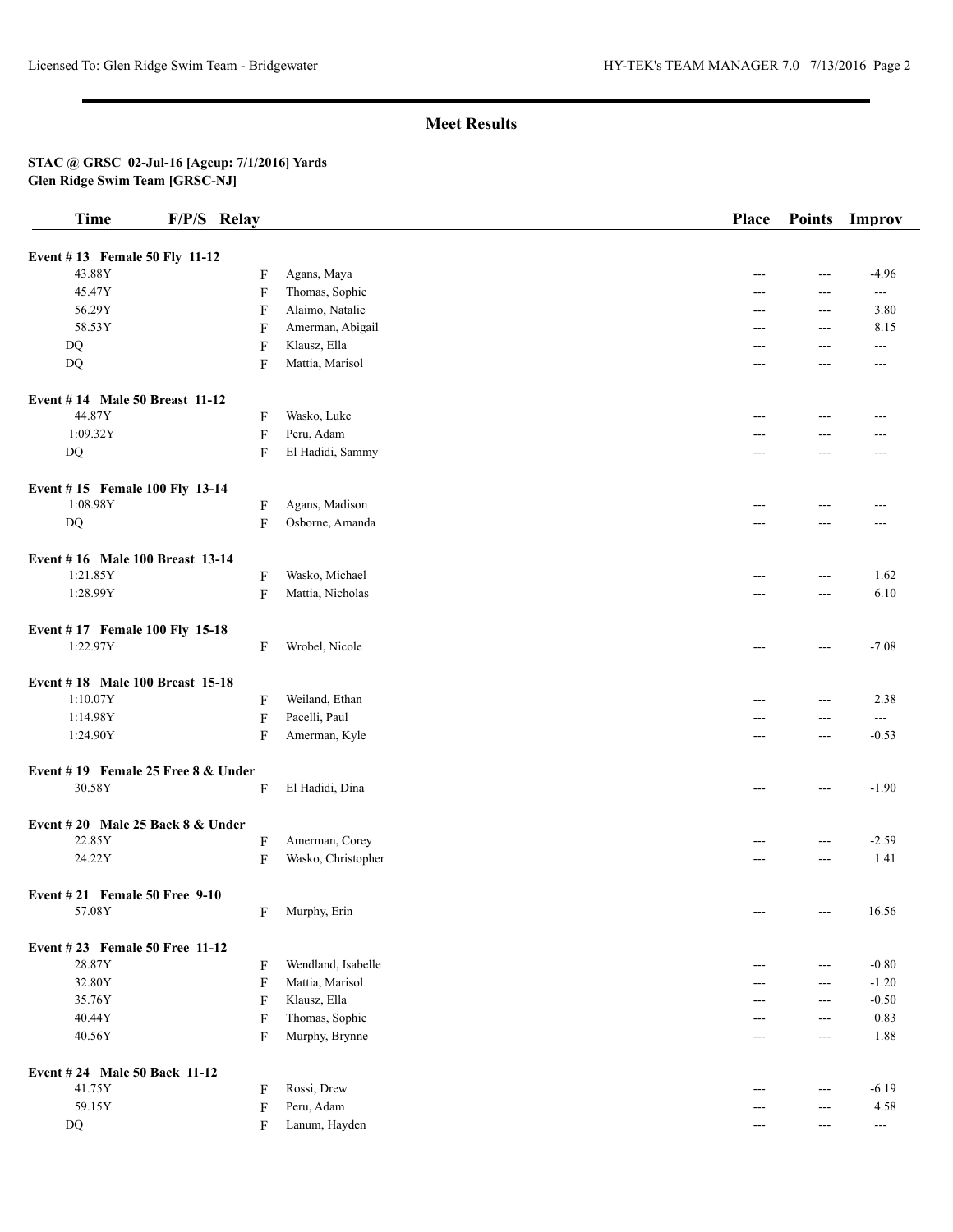## Meet Results

**STAC @ GRSC 02-Jul-16 [Ageup: 7/1/2016] Yards**
**Glen Ridge Swim Team [GRSC-NJ]**

| Time | F/P/S | Relay | Place | Points | Improv |
|---|---|---|---|---|---|
| **Event # 13 Female 50 Fly 11-12** | | | | | |
| 43.88Y | F | Agans, Maya | --- | --- | -4.96 |
| 45.47Y | F | Thomas, Sophie | --- | --- | --- |
| 56.29Y | F | Alaimo, Natalie | --- | --- | 3.80 |
| 58.53Y | F | Amerman, Abigail | --- | --- | 8.15 |
| DQ | F | Klausz, Ella | --- | --- | --- |
| DQ | F | Mattia, Marisol | --- | --- | --- |
| **Event # 14 Male 50 Breast 11-12** | | | | | |
| 44.87Y | F | Wasko, Luke | --- | --- | --- |
| 1:09.32Y | F | Peru, Adam | --- | --- | --- |
| DQ | F | El Hadidi, Sammy | --- | --- | --- |
| **Event # 15 Female 100 Fly 13-14** | | | | | |
| 1:08.98Y | F | Agans, Madison | --- | --- | --- |
| DQ | F | Osborne, Amanda | --- | --- | --- |
| **Event # 16 Male 100 Breast 13-14** | | | | | |
| 1:21.85Y | F | Wasko, Michael | --- | --- | 1.62 |
| 1:28.99Y | F | Mattia, Nicholas | --- | --- | 6.10 |
| **Event # 17 Female 100 Fly 15-18** | | | | | |
| 1:22.97Y | F | Wrobel, Nicole | --- | --- | -7.08 |
| **Event # 18 Male 100 Breast 15-18** | | | | | |
| 1:10.07Y | F | Weiland, Ethan | --- | --- | 2.38 |
| 1:14.98Y | F | Pacelli, Paul | --- | --- | --- |
| 1:24.90Y | F | Amerman, Kyle | --- | --- | -0.53 |
| **Event # 19 Female 25 Free 8 & Under** | | | | | |
| 30.58Y | F | El Hadidi, Dina | --- | --- | -1.90 |
| **Event # 20 Male 25 Back 8 & Under** | | | | | |
| 22.85Y | F | Amerman, Corey | --- | --- | -2.59 |
| 24.22Y | F | Wasko, Christopher | --- | --- | 1.41 |
| **Event # 21 Female 50 Free 9-10** | | | | | |
| 57.08Y | F | Murphy, Erin | --- | --- | 16.56 |
| **Event # 23 Female 50 Free 11-12** | | | | | |
| 28.87Y | F | Wendland, Isabelle | --- | --- | -0.80 |
| 32.80Y | F | Mattia, Marisol | --- | --- | -1.20 |
| 35.76Y | F | Klausz, Ella | --- | --- | -0.50 |
| 40.44Y | F | Thomas, Sophie | --- | --- | 0.83 |
| 40.56Y | F | Murphy, Brynne | --- | --- | 1.88 |
| **Event # 24 Male 50 Back 11-12** | | | | | |
| 41.75Y | F | Rossi, Drew | --- | --- | -6.19 |
| 59.15Y | F | Peru, Adam | --- | --- | 4.58 |
| DQ | F | Lanum, Hayden | --- | --- | --- |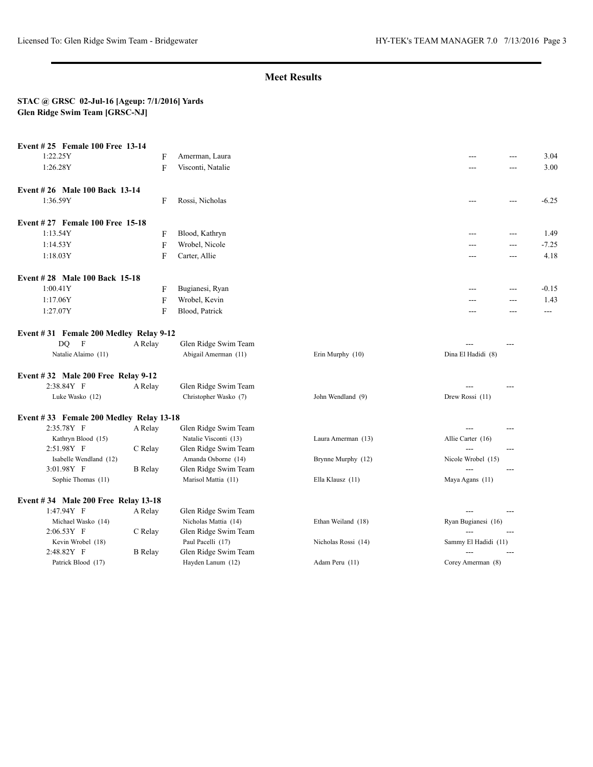## Meet Results

**STAC @ GRSC 02-Jul-16 [Ageup: 7/1/2016] Yards**
**Glen Ridge Swim Team [GRSC-NJ]**

**Event # 25 Female 100 Free 13-14**

| | | | | | |
|---|---|---|---|---|---|
| 1:22.25Y | F | Amerman, Laura | --- | --- | 3.04 |
| 1:26.28Y | F | Visconti, Natalie | --- | --- | 3.00 |

**Event # 26 Male 100 Back 13-14**

| | | | | | |
|---|---|---|---|---|---|
| 1:36.59Y | F | Rossi, Nicholas | --- | --- | -6.25 |

**Event # 27 Female 100 Free 15-18**

| | | | | | |
|---|---|---|---|---|---|
| 1:13.54Y | F | Blood, Kathryn | --- | --- | 1.49 |
| 1:14.53Y | F | Wrobel, Nicole | --- | --- | -7.25 |
| 1:18.03Y | F | Carter, Allie | --- | --- | 4.18 |

**Event # 28 Male 100 Back 15-18**

| | | | | | |
|---|---|---|---|---|---|
| 1:00.41Y | F | Bugianesi, Ryan | --- | --- | -0.15 |
| 1:17.06Y | F | Wrobel, Kevin | --- | --- | 1.43 |
| 1:27.07Y | F | Blood, Patrick | --- | --- | --- |

**Event # 31 Female 200 Medley Relay 9-12**

| | | | | | |
|---|---|---|---|---|---|
| DQ F | A Relay | Glen Ridge Swim Team | | --- | --- |
| Natalie Alaimo (11) | | Abigail Amerman (11) | Erin Murphy (10) | Dina El Hadidi (8) | |

**Event # 32 Male 200 Free Relay 9-12**

| | | | | | |
|---|---|---|---|---|---|
| 2:38.84Y F | A Relay | Glen Ridge Swim Team | | --- | --- |
| Luke Wasko (12) | | Christopher Wasko (7) | John Wendland (9) | Drew Rossi (11) | |

**Event # 33 Female 200 Medley Relay 13-18**

| | | | | | |
|---|---|---|---|---|---|
| 2:35.78Y F | A Relay | Glen Ridge Swim Team | | --- | --- |
| Kathryn Blood (15) | | Natalie Visconti (13) | Laura Amerman (13) | Allie Carter (16) | |
| 2:51.98Y F | C Relay | Glen Ridge Swim Team | | --- | --- |
| Isabelle Wendland (12) | | Amanda Osborne (14) | Brynne Murphy (12) | Nicole Wrobel (15) | |
| 3:01.98Y F | B Relay | Glen Ridge Swim Team | | --- | --- |
| Sophie Thomas (11) | | Marisol Mattia (11) | Ella Klausz (11) | Maya Agans (11) | |

**Event # 34 Male 200 Free Relay 13-18**

| | | | | | |
|---|---|---|---|---|---|
| 1:47.94Y F | A Relay | Glen Ridge Swim Team | | --- | --- |
| Michael Wasko (14) | | Nicholas Mattia (14) | Ethan Weiland (18) | Ryan Bugianesi (16) | |
| 2:06.53Y F | C Relay | Glen Ridge Swim Team | | --- | --- |
| Kevin Wrobel (18) | | Paul Pacelli (17) | Nicholas Rossi (14) | Sammy El Hadidi (11) | |
| 2:48.82Y F | B Relay | Glen Ridge Swim Team | | --- | --- |
| Patrick Blood (17) | | Hayden Lanum (12) | Adam Peru (11) | Corey Amerman (8) | |